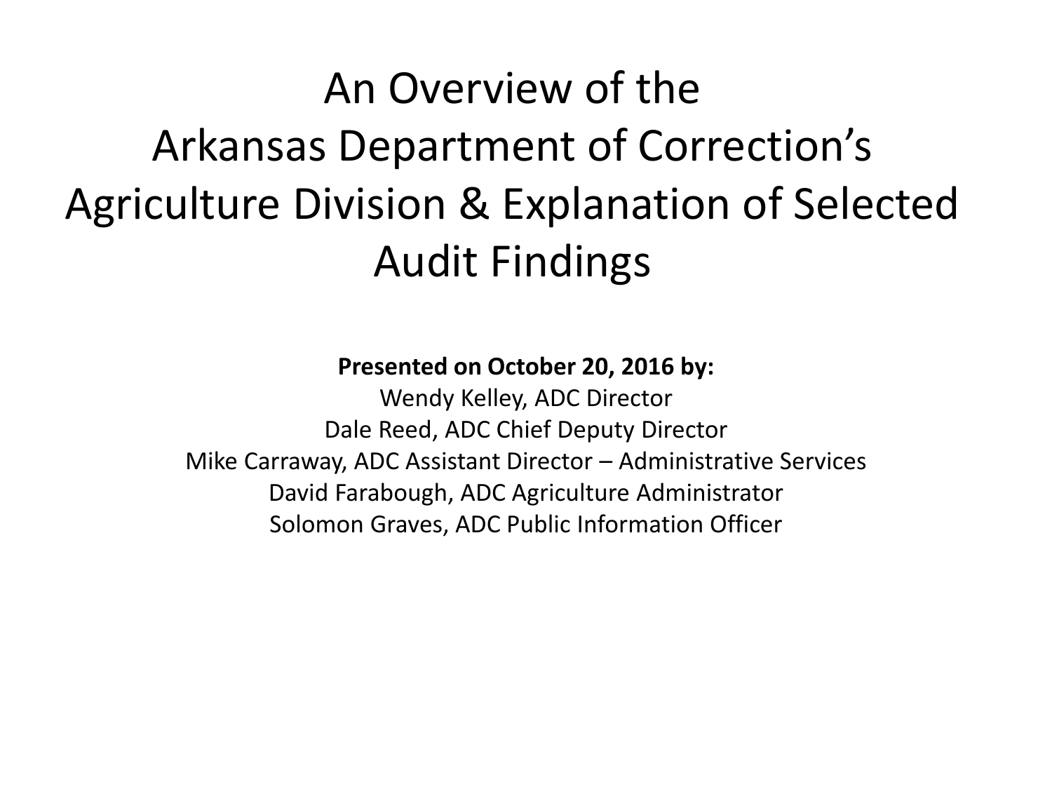# An Overview of the Arkansas Department of Correction's Agriculture Division & Explanation of Selected Audit Findings

**Presented on October 20, 2016 by:**

Wendy Kelley, ADC Director

Dale Reed, ADC Chief Deputy Director

Mike Carraway, ADC Assistant Director – Administrative Services

David Farabough, ADC Agriculture Administrator

Solomon Graves, ADC Public Information Officer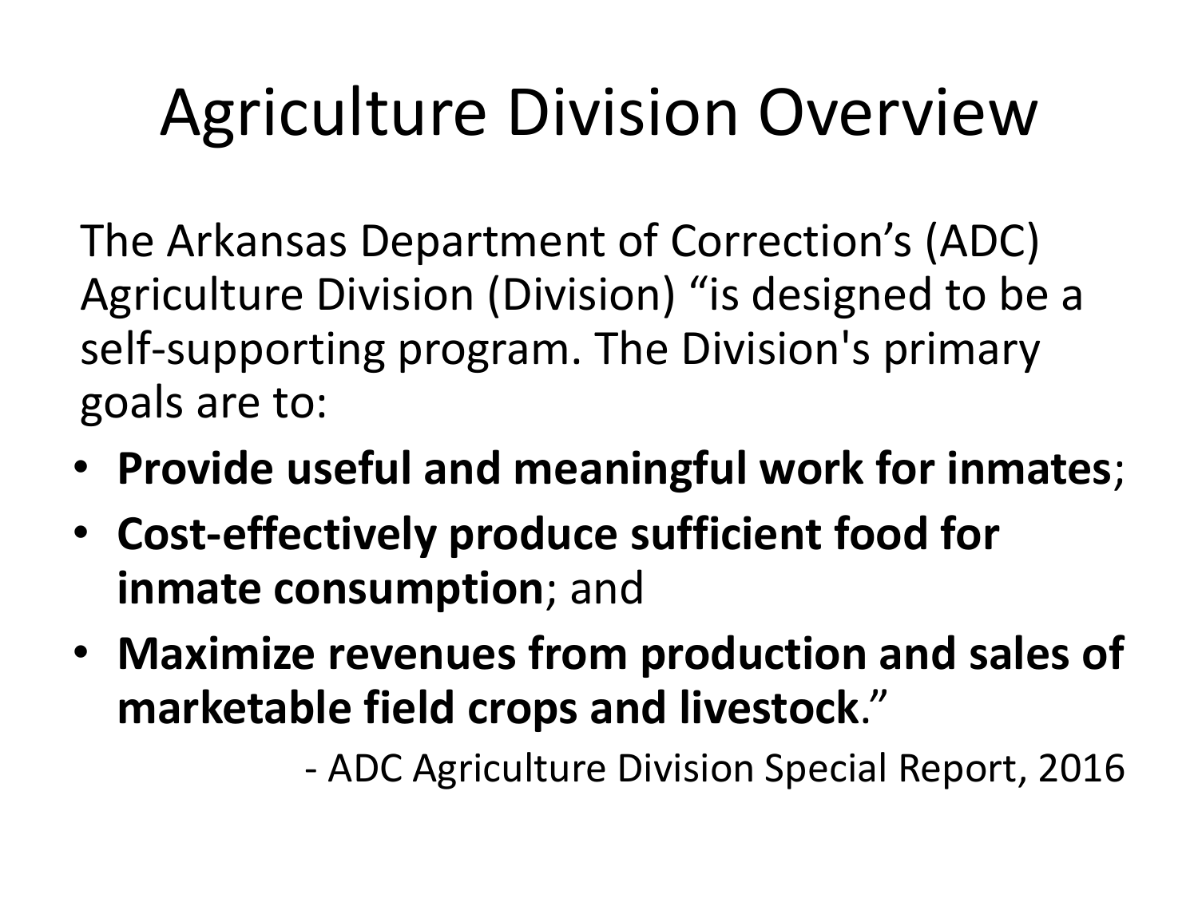# Agriculture Division Overview

The Arkansas Department of Correction's (ADC) Agriculture Division (Division) "is designed to be a self-supporting program. The Division's primary goals are to:

- **Provide useful and meaningful work for inmates**;
- **Cost-effectively produce sufficient food for inmate consumption**; and
- **Maximize revenues from production and sales of marketable field crops and livestock**."

- ADC Agriculture Division Special Report, 2016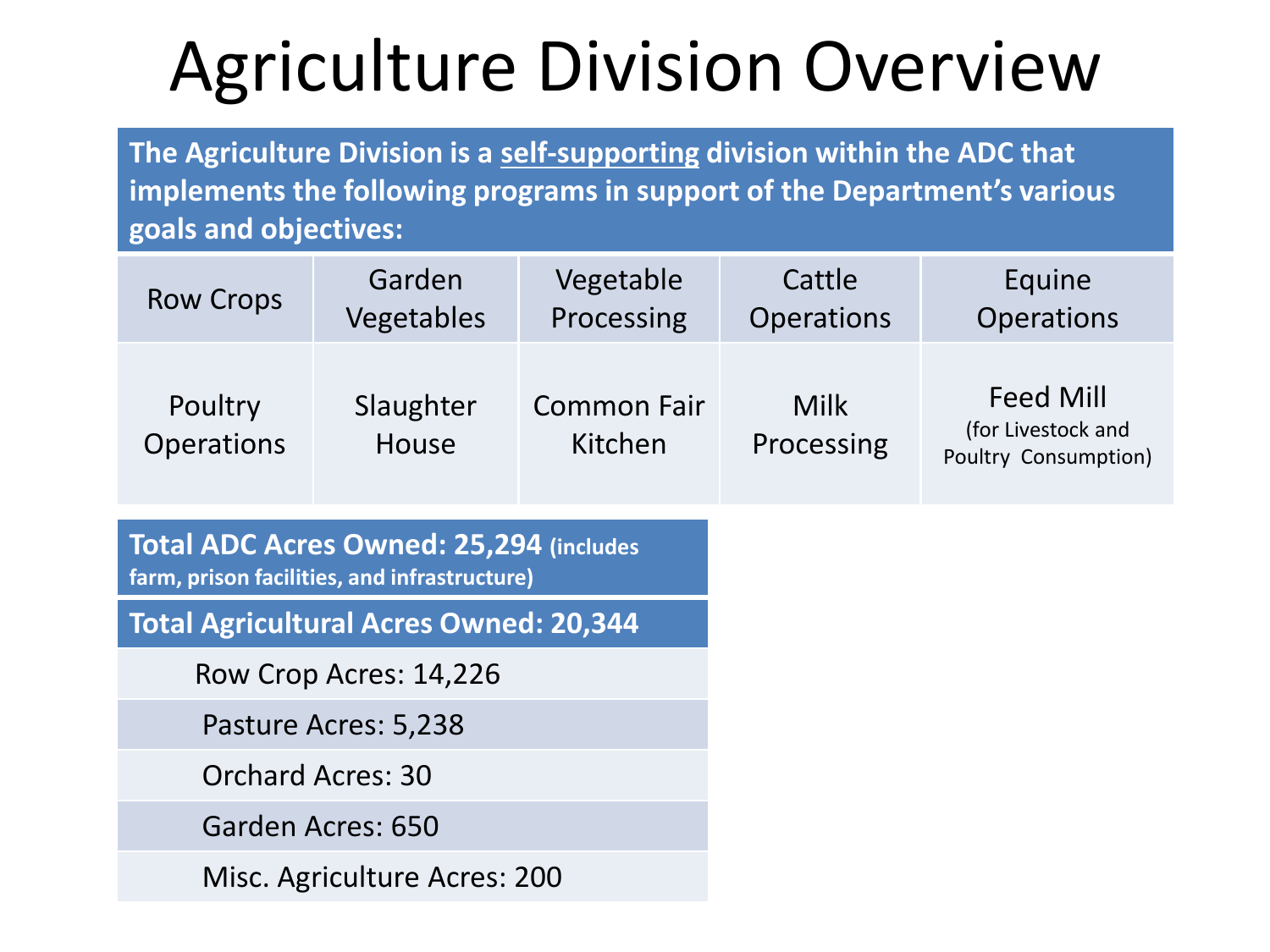# Agriculture Division Overview

**The Agriculture Division is a self-supporting division within the ADC that implements the following programs in support of the Department's various goals and objectives:**

| Row Crops | Garden Vegetables | Vegetable Processing | Cattle Operations | Equine Operations |
|---|---|---|---|---|
| Poultry Operations | Slaughter House | Common Fair Kitchen | Milk Processing | Feed Mill (for Livestock and Poultry Consumption) |

| **Total ADC Acres Owned: 25,294** (includes farm, prison facilities, and infrastructure) |
|---|
| **Total Agricultural Acres Owned: 20,344** |
| Row Crop Acres: 14,226 |
| Pasture Acres: 5,238 |
| Orchard Acres: 30 |
| Garden Acres: 650 |
| Misc. Agriculture Acres: 200 |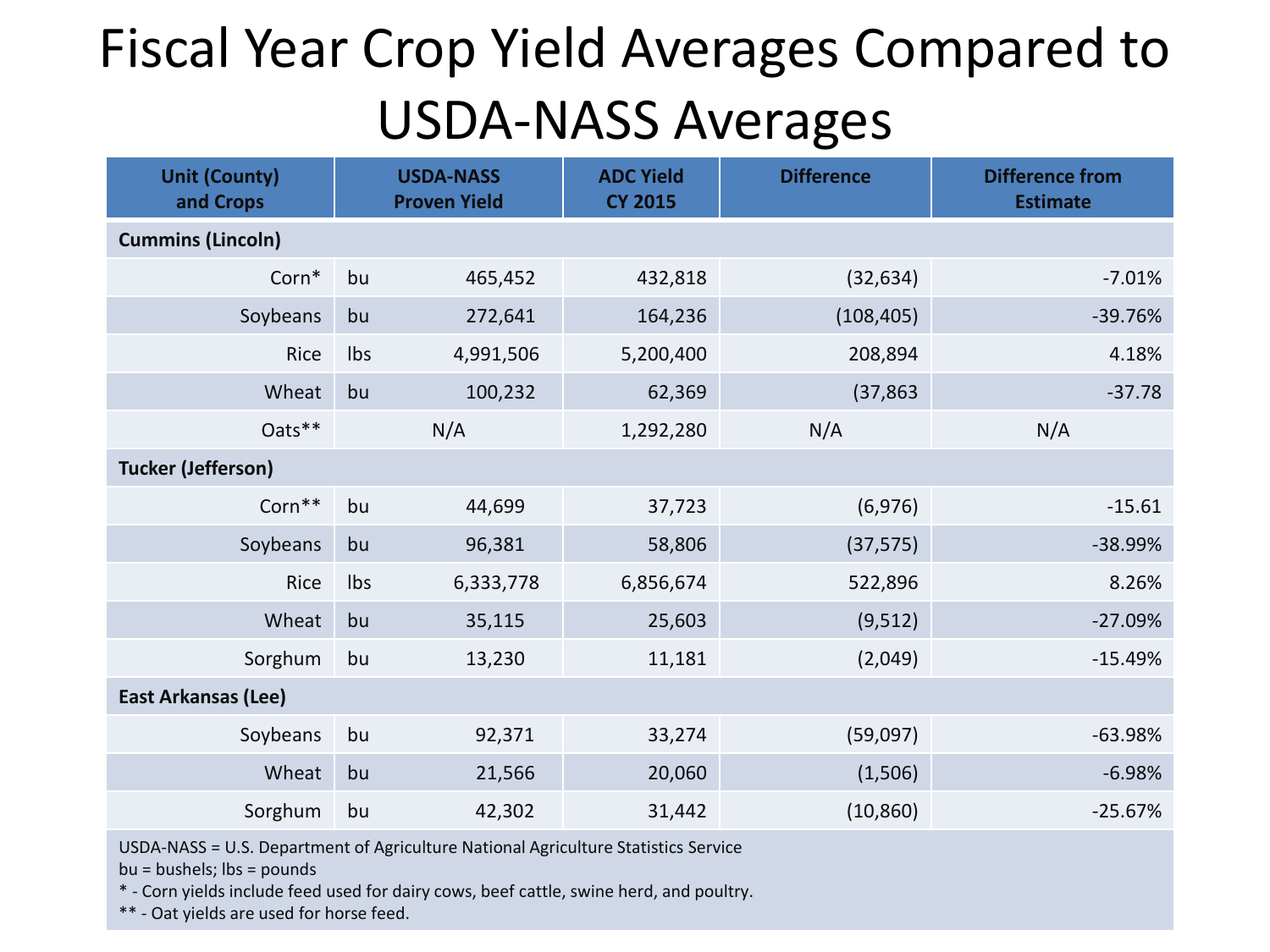# Fiscal Year Crop Yield Averages Compared to USDA-NASS Averages

| Unit (County) and Crops | | USDA-NASS Proven Yield | ADC Yield CY 2015 | Difference | Difference from Estimate |
|---|---|---|---|---|---|
| **Cummins (Lincoln)** | | | | | |
| Corn* | bu | 465,452 | 432,818 | (32,634) | -7.01% |
| Soybeans | bu | 272,641 | 164,236 | (108,405) | -39.76% |
| Rice | lbs | 4,991,506 | 5,200,400 | 208,894 | 4.18% |
| Wheat | bu | 100,232 | 62,369 | (37,863 | -37.78 |
| Oats** | | N/A | 1,292,280 | N/A | N/A |
| **Tucker (Jefferson)** | | | | | |
| Corn** | bu | 44,699 | 37,723 | (6,976) | -15.61 |
| Soybeans | bu | 96,381 | 58,806 | (37,575) | -38.99% |
| Rice | lbs | 6,333,778 | 6,856,674 | 522,896 | 8.26% |
| Wheat | bu | 35,115 | 25,603 | (9,512) | -27.09% |
| Sorghum | bu | 13,230 | 11,181 | (2,049) | -15.49% |
| **East Arkansas (Lee)** | | | | | |
| Soybeans | bu | 92,371 | 33,274 | (59,097) | -63.98% |
| Wheat | bu | 21,566 | 20,060 | (1,506) | -6.98% |
| Sorghum | bu | 42,302 | 31,442 | (10,860) | -25.67% |

USDA-NASS = U.S. Department of Agriculture National Agriculture Statistics Service
bu = bushels; lbs = pounds
* - Corn yields include feed used for dairy cows, beef cattle, swine herd, and poultry.
** - Oat yields are used for horse feed.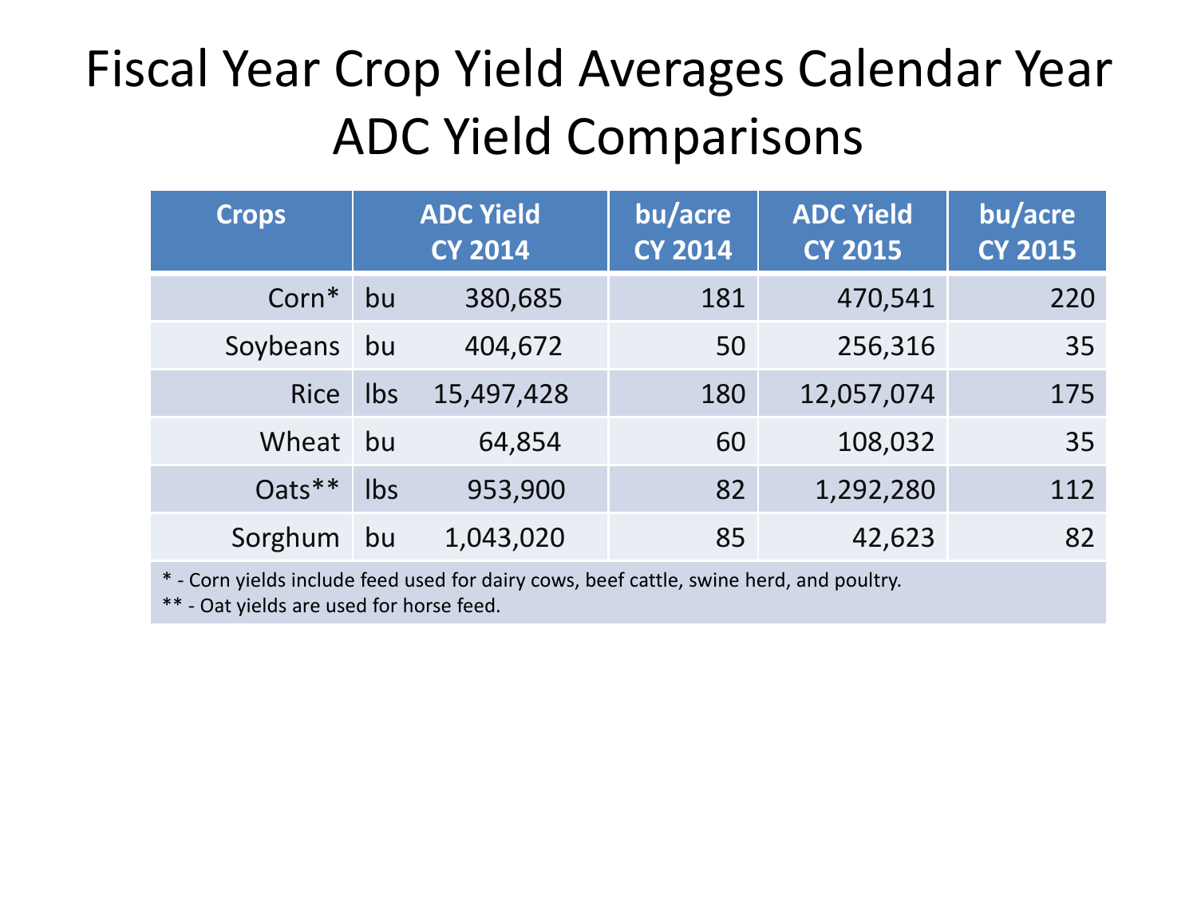# Fiscal Year Crop Yield Averages Calendar Year ADC Yield Comparisons

| Crops | | ADC Yield CY 2014 | bu/acre CY 2014 | ADC Yield CY 2015 | bu/acre CY 2015 |
|---|---|---|---|---|---|
| Corn* | bu | 380,685 | 181 | 470,541 | 220 |
| Soybeans | bu | 404,672 | 50 | 256,316 | 35 |
| Rice | lbs | 15,497,428 | 180 | 12,057,074 | 175 |
| Wheat | bu | 64,854 | 60 | 108,032 | 35 |
| Oats** | lbs | 953,900 | 82 | 1,292,280 | 112 |
| Sorghum | bu | 1,043,020 | 85 | 42,623 | 82 |

* - Corn yields include feed used for dairy cows, beef cattle, swine herd, and poultry.

** - Oat yields are used for horse feed.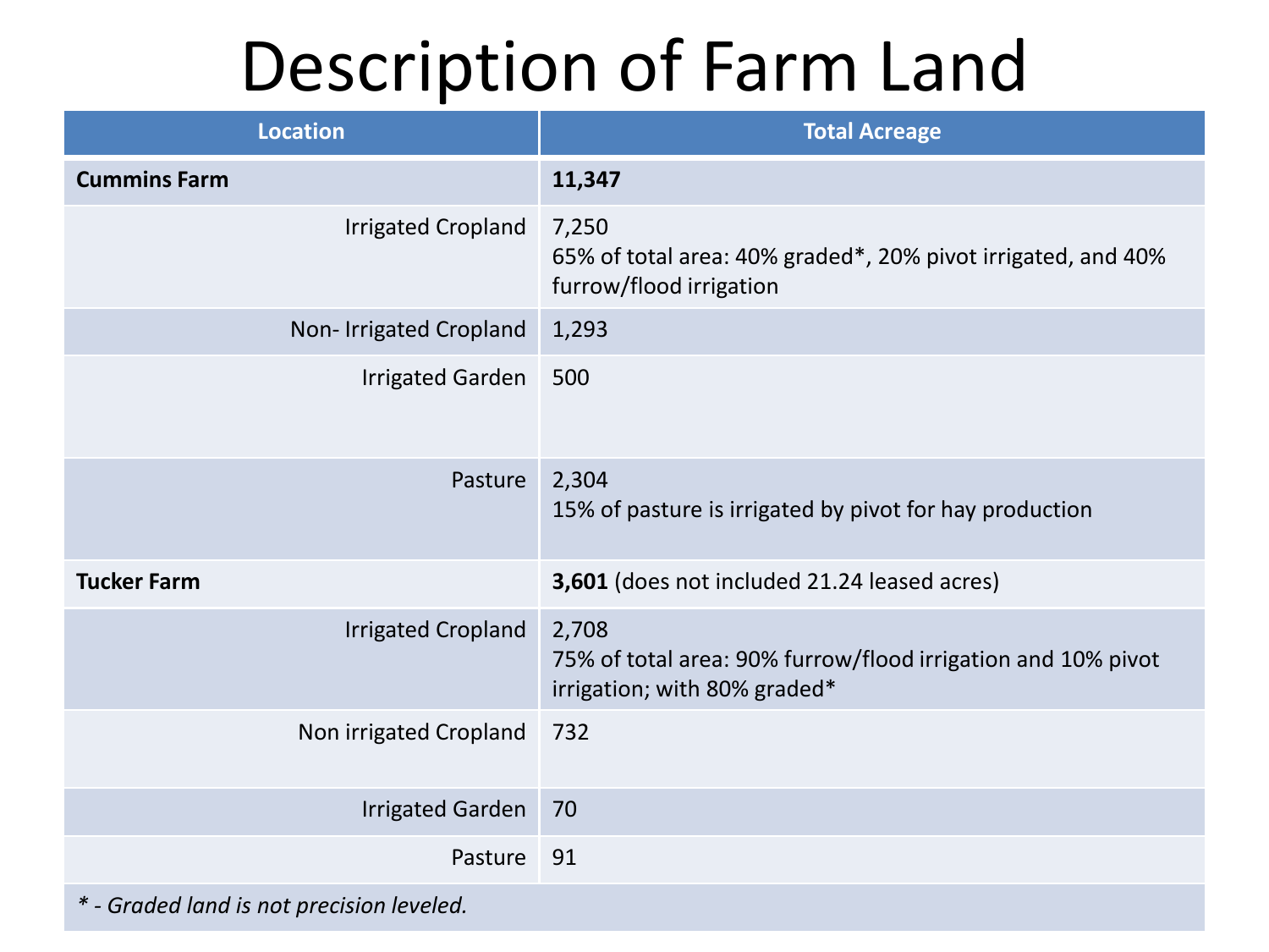# Description of Farm Land

| Location | Total Acreage |
|---|---|
| **Cummins Farm** | **11,347** |
| Irrigated Cropland | 7,250<br>65% of total area: 40% graded*, 20% pivot irrigated, and 40% furrow/flood irrigation |
| Non- Irrigated Cropland | 1,293 |
| Irrigated Garden | 500 |
| Pasture | 2,304<br>15% of pasture is irrigated by pivot for hay production |
| **Tucker Farm** | **3,601** (does not included 21.24 leased acres) |
| Irrigated Cropland | 2,708<br>75% of total area: 90% furrow/flood irrigation and 10% pivot irrigation; with 80% graded* |
| Non irrigated Cropland | 732 |
| Irrigated Garden | 70 |
| Pasture | 91 |
| *\* - Graded land is not precision leveled.* | |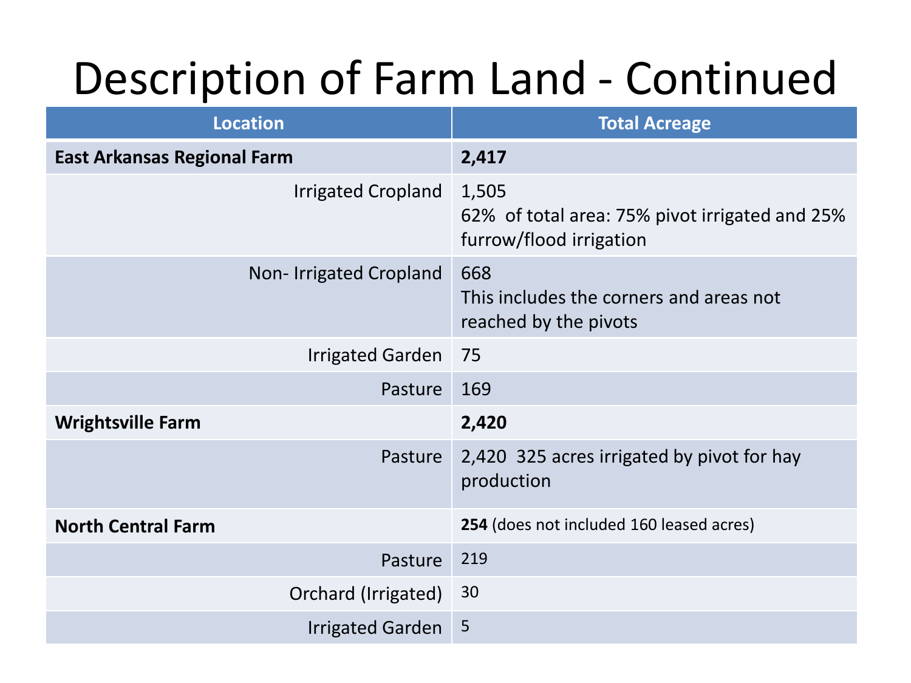# Description of Farm Land - Continued

| Location | Total Acreage |
| --- | --- |
| **East Arkansas Regional Farm** | **2,417** |
| Irrigated Cropland | 1,505<br>62% of total area: 75% pivot irrigated and 25% furrow/flood irrigation |
| Non- Irrigated Cropland | 668<br>This includes the corners and areas not reached by the pivots |
| Irrigated Garden | 75 |
| Pasture | 169 |
| **Wrightsville Farm** | **2,420** |
| Pasture | 2,420 325 acres irrigated by pivot for hay production |
| **North Central Farm** | **254** (does not included 160 leased acres) |
| Pasture | 219 |
| Orchard (Irrigated) | 30 |
| Irrigated Garden | 5 |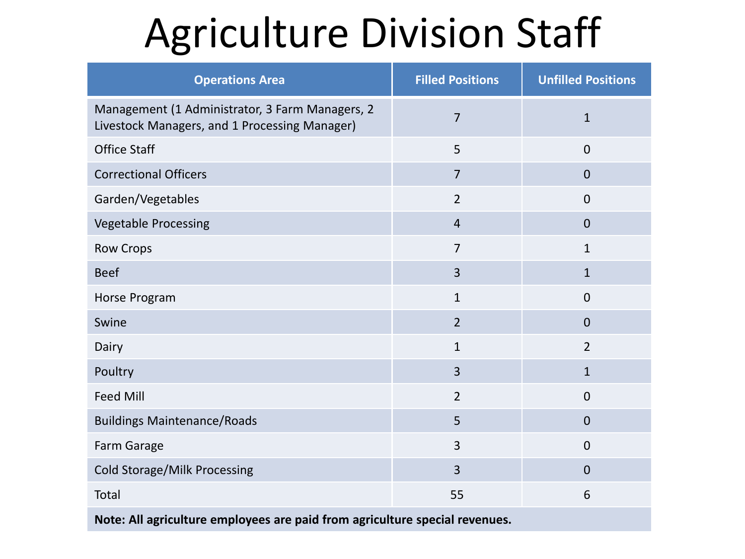# Agriculture Division Staff

| Operations Area | Filled Positions | Unfilled Positions |
|---|---|---|
| Management (1 Administrator, 3 Farm Managers, 2 Livestock Managers, and 1 Processing Manager) | 7 | 1 |
| Office Staff | 5 | 0 |
| Correctional Officers | 7 | 0 |
| Garden/Vegetables | 2 | 0 |
| Vegetable Processing | 4 | 0 |
| Row Crops | 7 | 1 |
| Beef | 3 | 1 |
| Horse Program | 1 | 0 |
| Swine | 2 | 0 |
| Dairy | 1 | 2 |
| Poultry | 3 | 1 |
| Feed Mill | 2 | 0 |
| Buildings Maintenance/Roads | 5 | 0 |
| Farm Garage | 3 | 0 |
| Cold Storage/Milk Processing | 3 | 0 |
| Total | 55 | 6 |
| **Note: All agriculture employees are paid from agriculture special revenues.** | | |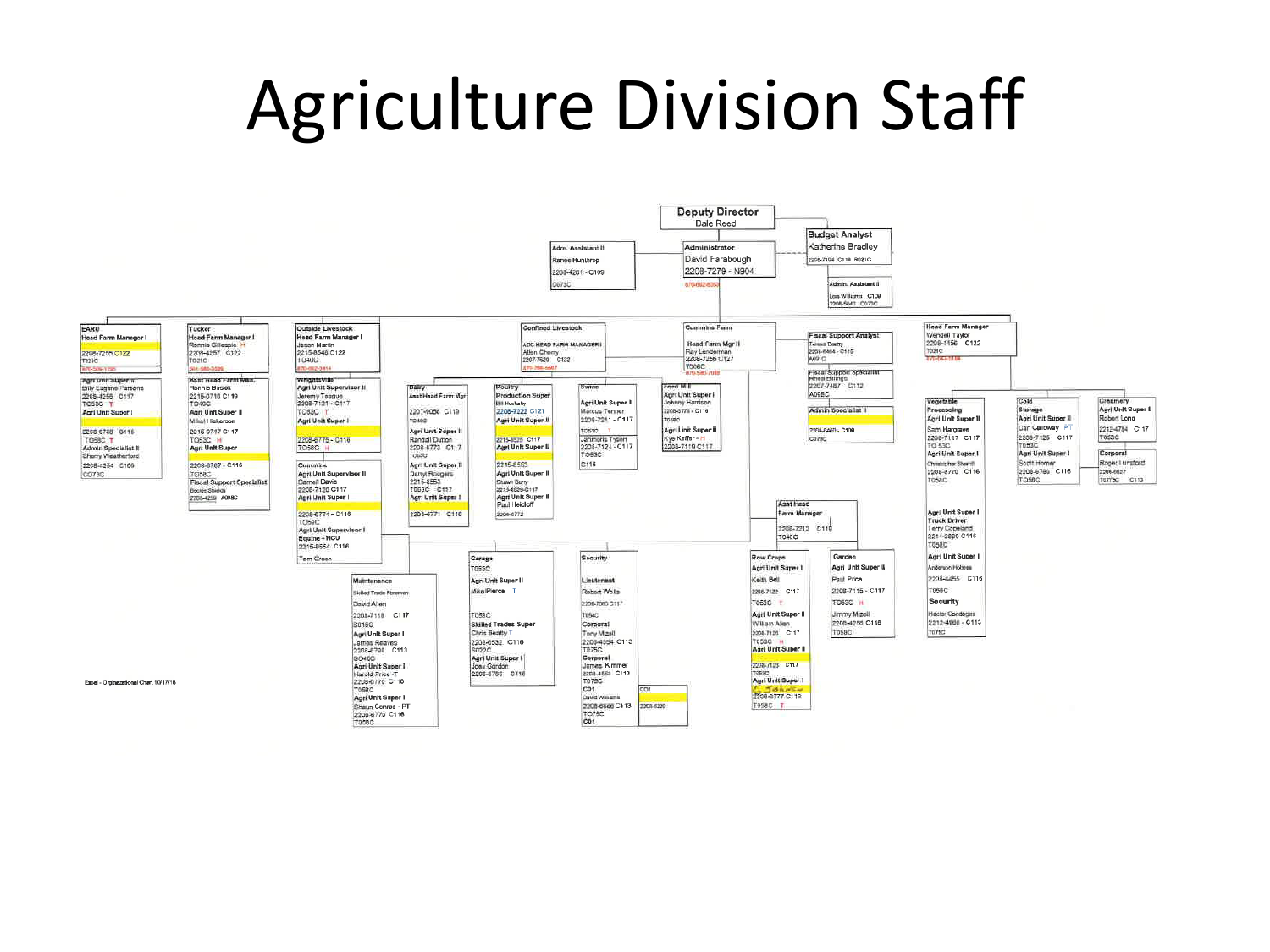# Agriculture Division Staff

**Deputy Director**
Dale Reed

**Administrator**
David Farabough
2208-7279 - N904

**Adm. Assistant II**
Renee Hunthrop
2208-4261 - C109
C073C

**Budget Analyst**
Katherine Bradley
2208-7194 C119 R621C

**Admin. Assistant II**
Lois Williams C109
2208-5643 C073C

**EARU**
Head Farm Manager I
2208-7255 C122
T021C

- Agri Unit Super II: Billy Eugene Parsons, 2208-4255 C117, T053C T
- Agri Unit Super I: 2208-6768 C116, T058C T
- Admin Specialist II: Sherry Weatherford, 2208-4254 C109, C073C

**Tucker**
Head Farm Manager I
Ronnie Gillespie H
2208-4257 C122
T021C

- Asst Head Farm Mgr: Ronnie Busick, 2215-0716 C119, T040C
- Agri Unit Super II: Mikel Hickerson, 2215-0717 C117, T053C H
- Agri Unit Super I: 2208-6767 - C116, T058C
- Fiscal Support Specialist: Bobbie Shields, 2208-4259 A098C

**Outside Livestock**
Head Farm Manager I
Jason Martin
2215-8546 C122
T040C

- Wrightsville
  - Agri Unit Supervisor II: Jeremy Teague, 2208-7121 - C117, T053C T
  - Agri Unit Super I: 2208-6775 - C116, T058C H
- Cummins
  - Agri Unit Supervisor II: Darnell Davis, 2208-7120 C117
  - Agri Unit Super I: 2208-6774 - C116, T058C
  - Agri Unit Supervisor I Equine - NCU: 2215-8554 C116, Tom Green

**Confined Livestock**
ASC HEAD FARM MANAGER I
Allen Cherry
2207-7520 C122

- Dairy
  - Asst Head Farm Mgr: 2207-9056 C119, T040C
  - Agri Unit Super II: Randall Dutton, 2208-6773 C117, T053C
  - Agri Unit Super II: Darryl Rodgers, 2215-8553, T053C C117
  - Agri Unit Super I: 2208-6771 C116
- Poultry
  - Production Super: Bill Huckaby, 2208-7222 C121
  - Agri Unit Super II: 2215-8525 C117, T053C
  - Agri Unit Super II: 2215-8553
  - Agri Unit Super II: Shawn Berry, 2215-8526 C117
  - Agri Unit Super II: Paul Heidorf, 2208-6772
- Swine
  - Agri Unit Super II: Marcus Tenner, 2208-7211 - C117, T053C T
  - Agri Unit Super II: Johnnorris Tyson, 2208-7124 - C117, T053C, C116

**Cummins Farm**
Head Farm Mgr II
Ray Landerman
2208-7256 C127
T050C

- Feed Mill
  - Agri Unit Super I: Johnny Harrison, 2208-6776 - C116, T058C
  - Agri Unit Super II: Kye Keffer - H, 2208-7119 C117
- Asst Head Farm Manager: 2208-7213 C119, T040C
  - Row Crops
    - Agri Unit Super II: Keith Bell, 2208-7122 C117, T053C T
    - Agri Unit Super II: William Allen, 2208-7126 C117, T053C H
    - Agri Unit Super II: 2208-7123 C117, T053C
    - Agri Unit Super I: 2208-6777 C116, T058C T
  - Garden
    - Agri Unit Super II: Paul Price, 2208-7115 - C117, T053C H
    - Jimmy Mizell, 2208-4256 C116, T058C
- Garage: T053C
  - Agri Unit Super II: Mike Pierce T, T058C
  - Skilled Trades Super: Chris Beatty T, 2208-6532 C116, S023C
  - Agri Unit Super I: Joey Gordon, 2208-6766 C116
- Security
  - Lieutenant: Robert Wells, 2208-7080 C117, T054C
  - Corporal: Tony Mizell, 2208-4554 C113, T075C
  - Corporal: James Kimmer, 2208-4553 C113, T075C
  - CO1: David Williams, 2208-6666 C113, T075C, CO1
  - CO1: 2208-6229
- Maintenance
  - Skilled Trade Foreman: David Allen, 2208-7118 C117, S015C
  - Agri Unit Super I: James Reaves, 2208-6769 C113, S046C
  - Agri Unit Super I: Harold Price -T, 2208-6770 C116, T058C
  - Agri Unit Super I: Shaun Conrad - PT, 2208-6770 C116, T058C

**Fiscal Support Analyst**
Teresa Beatty
2208-6464 - C115
A091C

**Fiscal Support Specialist**
Rhea Billings
2207-7487 C112
A098C

**Admin Specialist II**
2208-6460 - C109
C073C

**Head Farm Manager I**
Wendell Taylor
2208-4458 C122
T021C

- Vegetable Processing
  - Agri Unit Super II: Sam Hargrave, 2208-7117 C117, TO 53C
  - Agri Unit Super I: Christopher Sherrill, 2208-6770 C116, T058C
  - Agri Unit Super I Truck Driver: Terry Copeland, 2214-2600 C116, T058C
  - Agri Unit Super I: Anderson Holmes, 2208-4455 C116, T058C
  - Security: Hector Gonzales, 2212-4168 - C113, T075C
- Cold Storage
  - Agri Unit Super II: Carl Calloway PT, 2208-7125 C117, T053C
  - Agri Unit Super I: Scott Homer, 2208-6765 C116, T058C
- Creamery
  - Agri Unit Super II: Robert Long, 2212-4784 C117, T053C
  - Corporal: Roger Lunsford, 2204-0827, T075C C113

Excel - Organizational Chart 10/17/16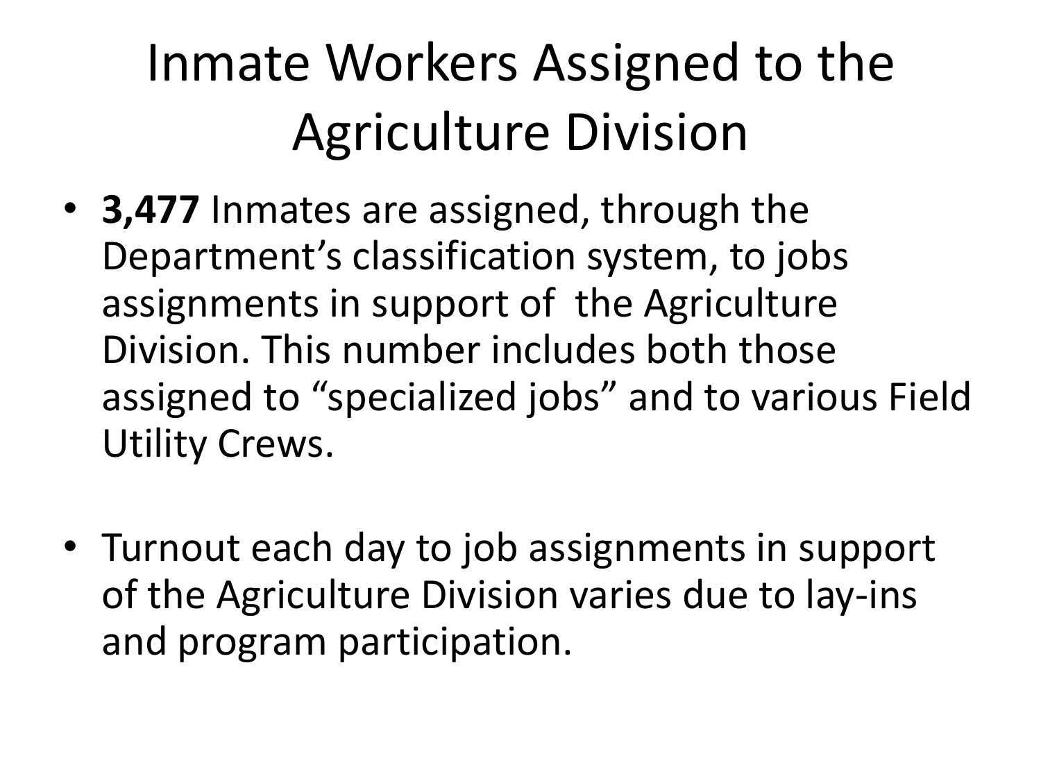# Inmate Workers Assigned to the Agriculture Division

- **3,477** Inmates are assigned, through the Department's classification system, to jobs assignments in support of the Agriculture Division. This number includes both those assigned to "specialized jobs" and to various Field Utility Crews.

- Turnout each day to job assignments in support of the Agriculture Division varies due to lay-ins and program participation.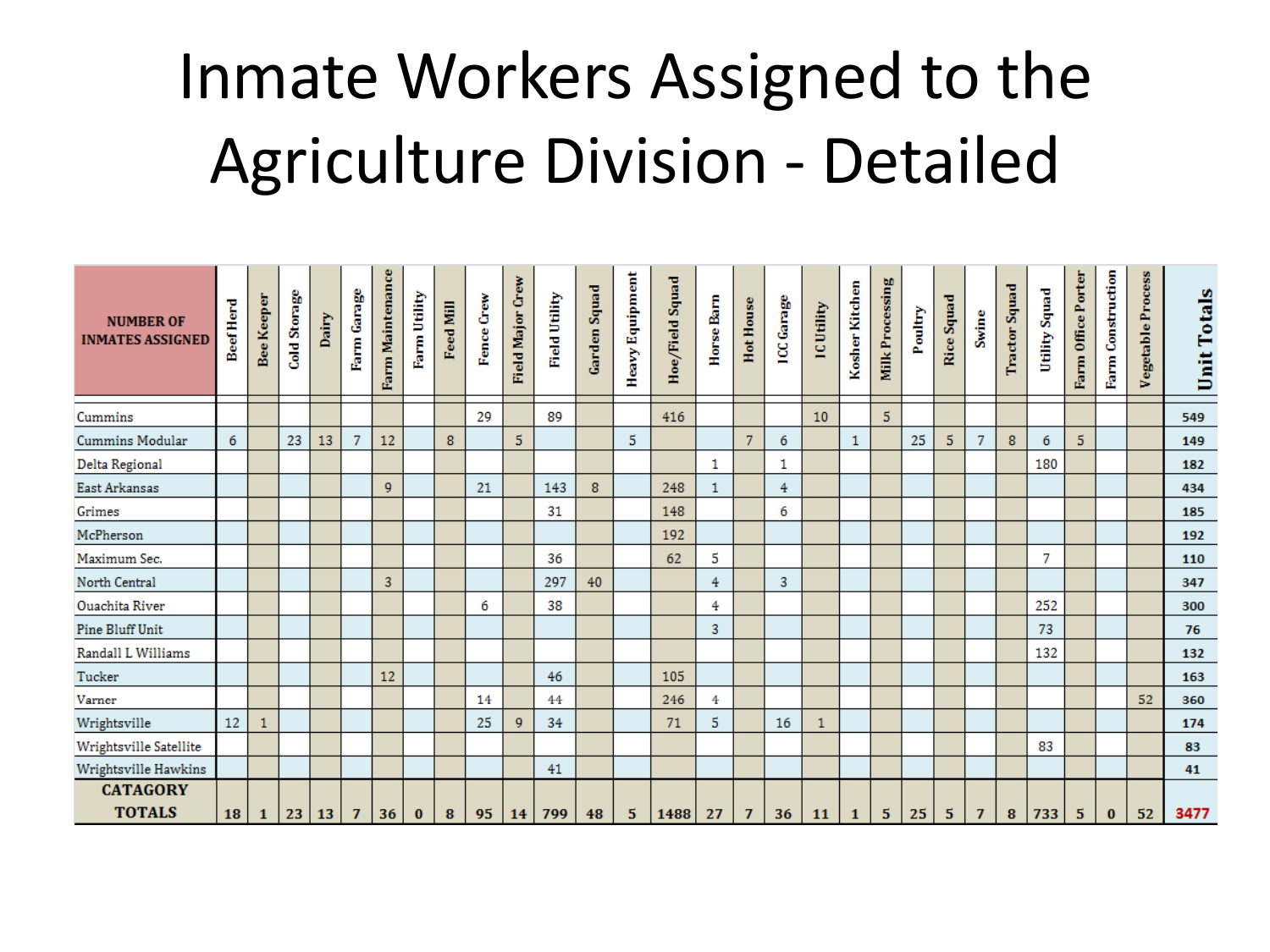# Inmate Workers Assigned to the Agriculture Division - Detailed

| NUMBER OF INMATES ASSIGNED | Beef Herd | Bee Keeper | Cold Storage | Dairy | Farm Garage | Farm Maintenance | Farm Utility | Feed Mill | Fence Crew | Field Major Crew | Field Utility | Garden Squad | Heavy Equipment | Hoe/Field Squad | Horse Barn | Hot House | ICC Garage | IC Utility | Kosher Kitchen | Milk Processing | Poultry | Rice Squad | Swine | Tractor Squad | Utility Squad | Farm Office Porter | Farm Construction | Vegetable Process | Unit Totals |
|---|---|---|---|---|---|---|---|---|---|---|---|---|---|---|---|---|---|---|---|---|---|---|---|---|---|---|---|---|---|
| Cummins | | | | | | | | | 29 | | 89 | | | 416 | | | | 10 | | 5 | | | | | | | | | 549 |
| Cummins Modular | 6 | | 23 | 13 | 7 | 12 | | 8 | | 5 | | | 5 | | | 7 | 6 | | 1 | | 25 | 5 | 7 | 8 | 6 | 5 | | | 149 |
| Delta Regional | | | | | | | | | | | | | | | 1 | | 1 | | | | | | | | 180 | | | | 182 |
| East Arkansas | | | | | | 9 | | | 21 | | 143 | 8 | | 248 | 1 | | 4 | | | | | | | | | | | | 434 |
| Grimes | | | | | | | | | | | 31 | | | 148 | | | 6 | | | | | | | | | | | | 185 |
| McPherson | | | | | | | | | | | | | | 192 | | | | | | | | | | | | | | | 192 |
| Maximum Sec. | | | | | | | | | | | 36 | | | 62 | 5 | | | | | | | | | | 7 | | | | 110 |
| North Central | | | | | | 3 | | | | | 297 | 40 | | | 4 | | 3 | | | | | | | | | | | | 347 |
| Ouachita River | | | | | | | | | 6 | | 38 | | | | 4 | | | | | | | | | | 252 | | | | 300 |
| Pine Bluff Unit | | | | | | | | | | | | | | | 3 | | | | | | | | | | 73 | | | | 76 |
| Randall L Williams | | | | | | | | | | | | | | | | | | | | | | | | | 132 | | | | 132 |
| Tucker | | | | | | 12 | | | | | 46 | | | 105 | | | | | | | | | | | | | | | 163 |
| Varner | | | | | | | | | 14 | | 44 | | | 246 | 4 | | | | | | | | | | | | | 52 | 360 |
| Wrightsville | 12 | 1 | | | | | | | 25 | 9 | 34 | | | 71 | 5 | | 16 | 1 | | | | | | | | | | | 174 |
| Wrightsville Satellite | | | | | | | | | | | | | | | | | | | | | | | | | 83 | | | | 83 |
| Wrightsville Hawkins | | | | | | | | | | | 41 | | | | | | | | | | | | | | | | | | 41 |
| **CATAGORY TOTALS** | **18** | **1** | **23** | **13** | **7** | **36** | **0** | **8** | **95** | **14** | **799** | **48** | **5** | **1488** | **27** | **7** | **36** | **11** | **1** | **5** | **25** | **5** | **7** | **8** | **733** | **5** | **0** | **52** | **3477** |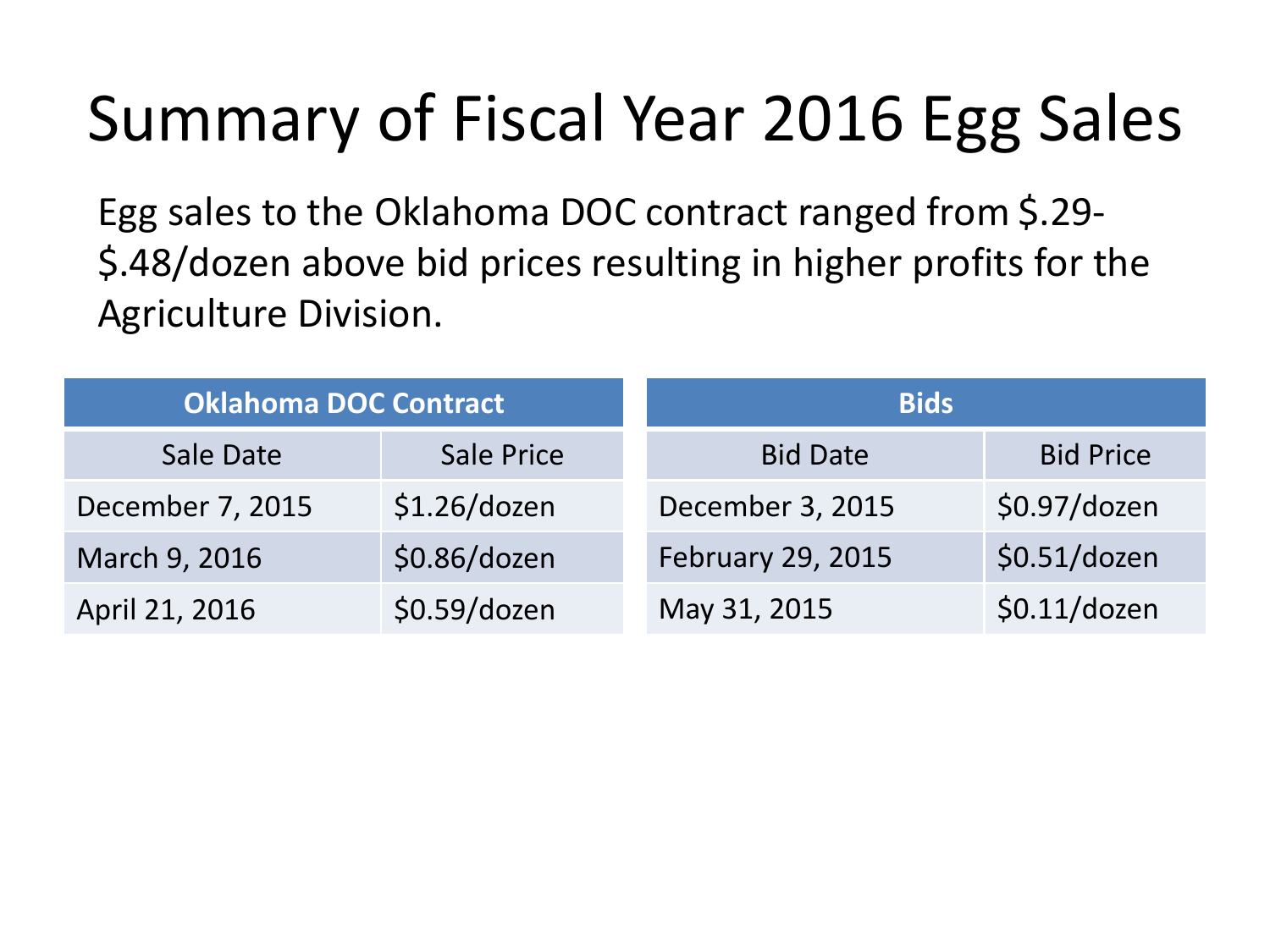# Summary of Fiscal Year 2016 Egg Sales

Egg sales to the Oklahoma DOC contract ranged from $.29-$.48/dozen above bid prices resulting in higher profits for the Agriculture Division.

| Oklahoma DOC Contract | |
|---|---|
| Sale Date | Sale Price |
| December 7, 2015 | $1.26/dozen |
| March 9, 2016 | $0.86/dozen |
| April 21, 2016 | $0.59/dozen |

| Bids | |
|---|---|
| Bid Date | Bid Price |
| December 3, 2015 | $0.97/dozen |
| February 29, 2015 | $0.51/dozen |
| May 31, 2015 | $0.11/dozen |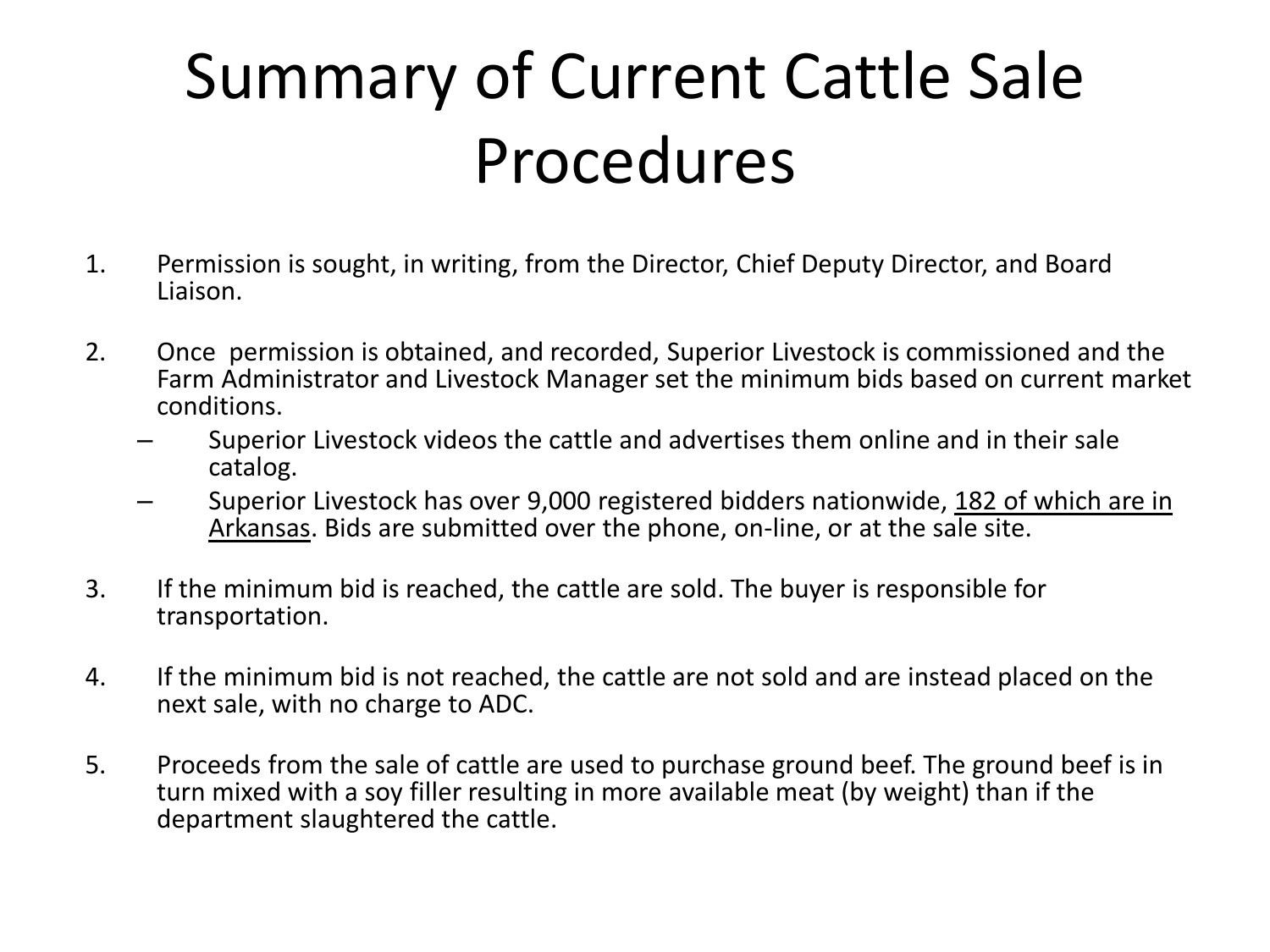# Summary of Current Cattle Sale Procedures

1. Permission is sought, in writing, from the Director, Chief Deputy Director, and Board Liaison.

2. Once permission is obtained, and recorded, Superior Livestock is commissioned and the Farm Administrator and Livestock Manager set the minimum bids based on current market conditions.
   - Superior Livestock videos the cattle and advertises them online and in their sale catalog.
   - Superior Livestock has over 9,000 registered bidders nationwide, <u>182 of which are in Arkansas</u>. Bids are submitted over the phone, on-line, or at the sale site.

3. If the minimum bid is reached, the cattle are sold. The buyer is responsible for transportation.

4. If the minimum bid is not reached, the cattle are not sold and are instead placed on the next sale, with no charge to ADC.

5. Proceeds from the sale of cattle are used to purchase ground beef. The ground beef is in turn mixed with a soy filler resulting in more available meat (by weight) than if the department slaughtered the cattle.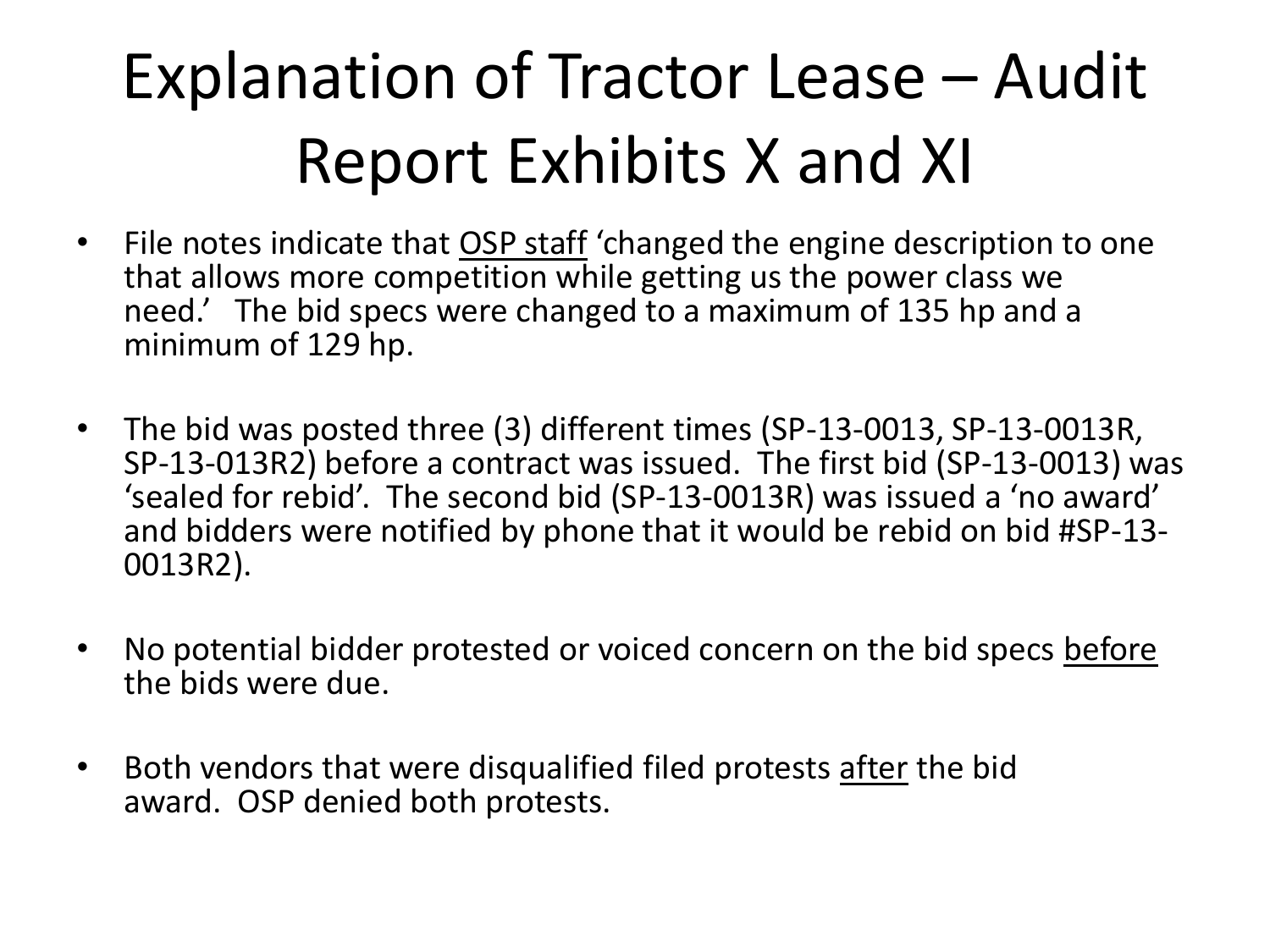# Explanation of Tractor Lease – Audit Report Exhibits X and XI

- File notes indicate that <u>OSP staff</u> 'changed the engine description to one that allows more competition while getting us the power class we need.' The bid specs were changed to a maximum of 135 hp and a minimum of 129 hp.

- The bid was posted three (3) different times (SP-13-0013, SP-13-0013R, SP-13-013R2) before a contract was issued. The first bid (SP-13-0013) was 'sealed for rebid'. The second bid (SP-13-0013R) was issued a 'no award' and bidders were notified by phone that it would be rebid on bid #SP-13-0013R2).

- No potential bidder protested or voiced concern on the bid specs <u>before</u> the bids were due.

- Both vendors that were disqualified filed protests <u>after</u> the bid award. OSP denied both protests.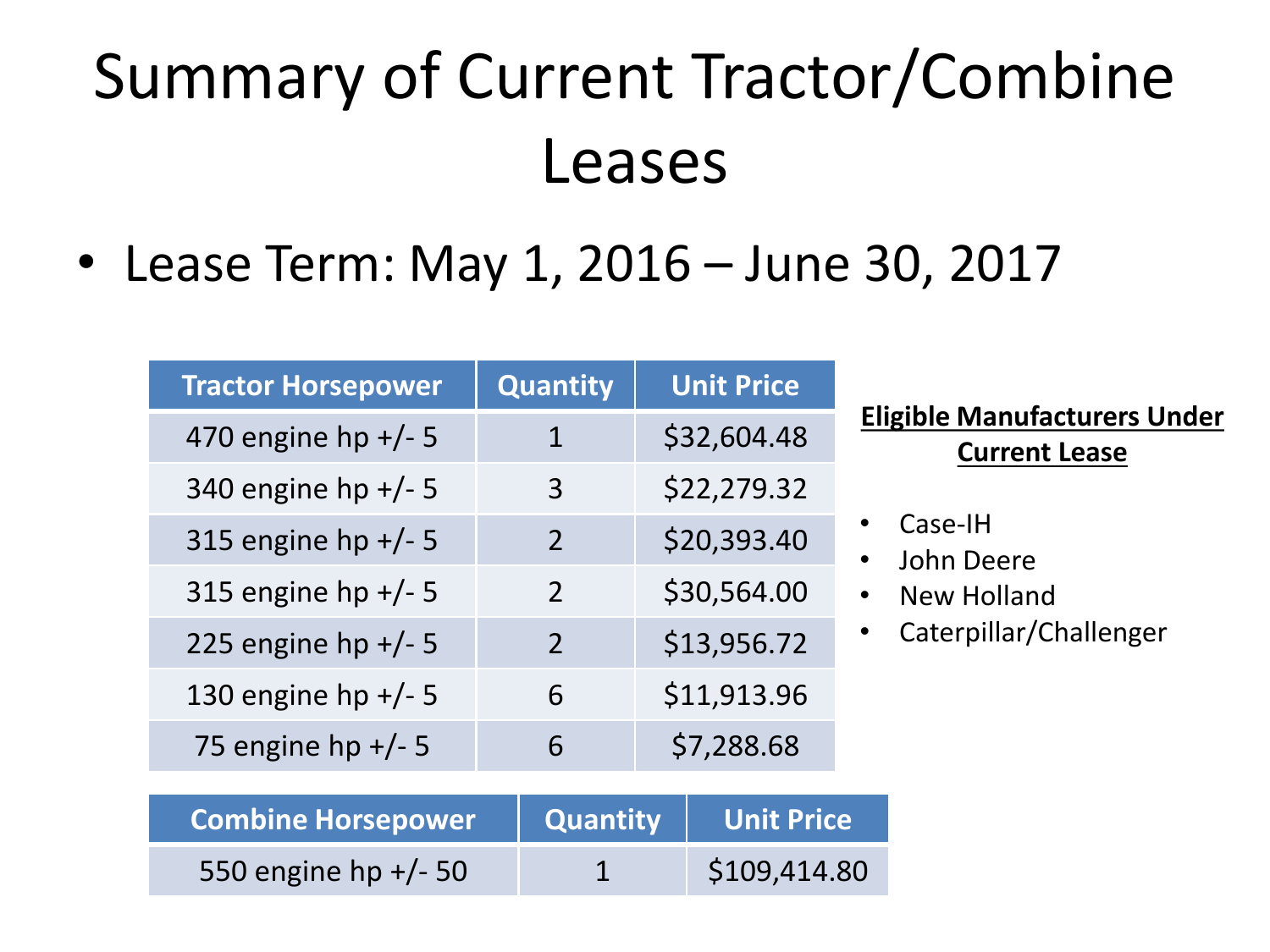# Summary of Current Tractor/Combine Leases

- Lease Term: May 1, 2016 – June 30, 2017

| Tractor Horsepower | Quantity | Unit Price |
|---|---|---|
| 470 engine hp +/- 5 | 1 | $32,604.48 |
| 340 engine hp +/- 5 | 3 | $22,279.32 |
| 315 engine hp +/- 5 | 2 | $20,393.40 |
| 315 engine hp +/- 5 | 2 | $30,564.00 |
| 225 engine hp +/- 5 | 2 | $13,956.72 |
| 130 engine hp +/- 5 | 6 | $11,913.96 |
| 75 engine hp +/- 5 | 6 | $7,288.68 |

| Combine Horsepower | Quantity | Unit Price |
|---|---|---|
| 550 engine hp +/- 50 | 1 | $109,414.80 |

**Eligible Manufacturers Under Current Lease**

- Case-IH
- John Deere
- New Holland
- Caterpillar/Challenger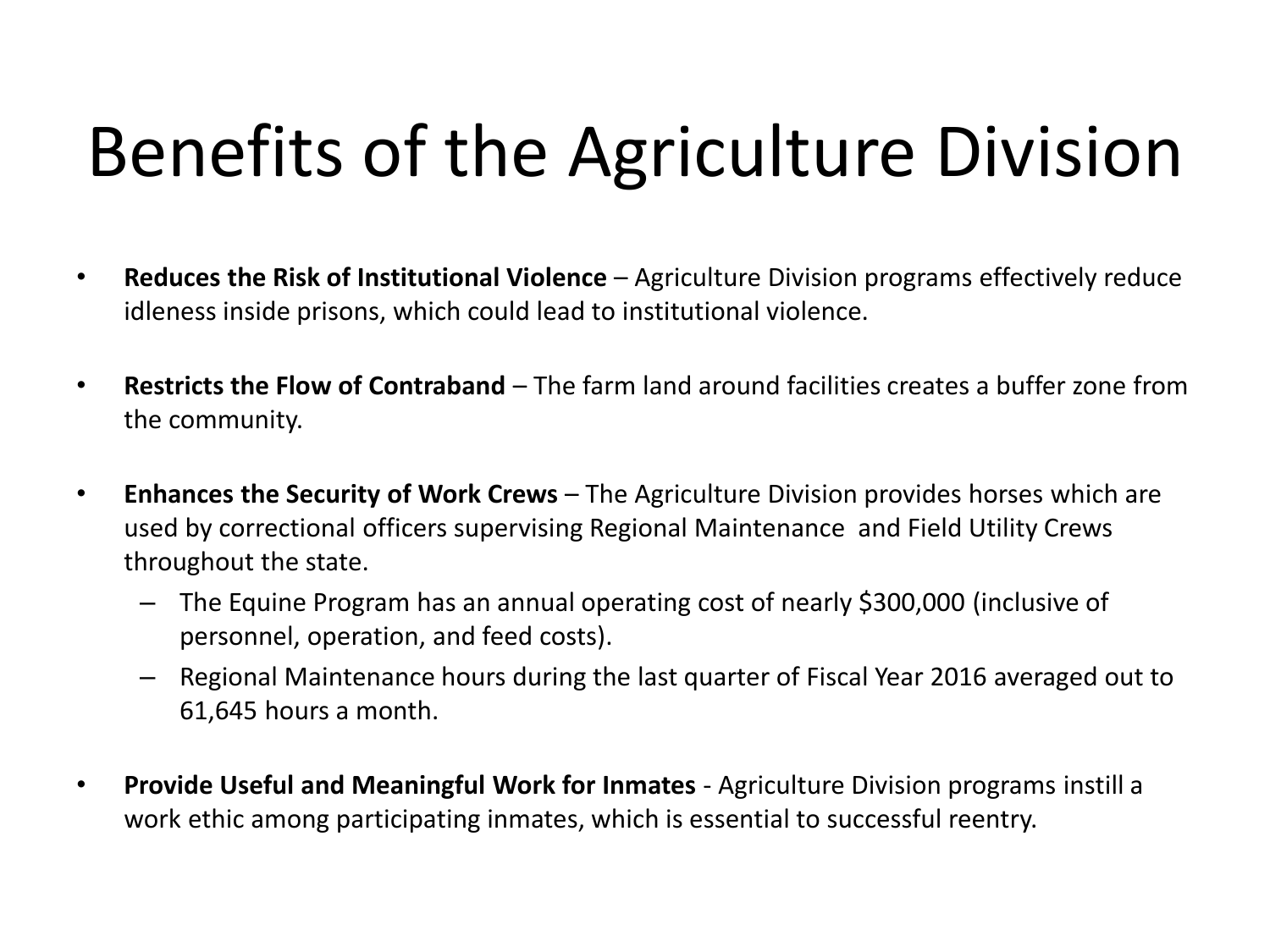# Benefits of the Agriculture Division

- **Reduces the Risk of Institutional Violence** – Agriculture Division programs effectively reduce idleness inside prisons, which could lead to institutional violence.

- **Restricts the Flow of Contraband** – The farm land around facilities creates a buffer zone from the community.

- **Enhances the Security of Work Crews** – The Agriculture Division provides horses which are used by correctional officers supervising Regional Maintenance and Field Utility Crews throughout the state.
  - The Equine Program has an annual operating cost of nearly $300,000 (inclusive of personnel, operation, and feed costs).
  - Regional Maintenance hours during the last quarter of Fiscal Year 2016 averaged out to 61,645 hours a month.

- **Provide Useful and Meaningful Work for Inmates** - Agriculture Division programs instill a work ethic among participating inmates, which is essential to successful reentry.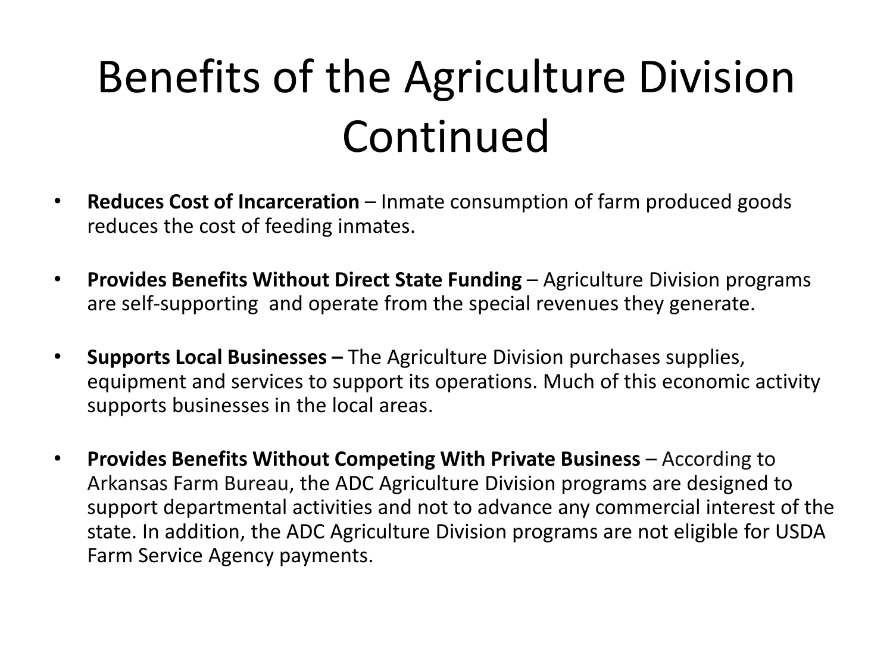# Benefits of the Agriculture Division Continued

- **Reduces Cost of Incarceration** – Inmate consumption of farm produced goods reduces the cost of feeding inmates.

- **Provides Benefits Without Direct State Funding** – Agriculture Division programs are self-supporting and operate from the special revenues they generate.

- **Supports Local Businesses –** The Agriculture Division purchases supplies, equipment and services to support its operations. Much of this economic activity supports businesses in the local areas.

- **Provides Benefits Without Competing With Private Business** – According to Arkansas Farm Bureau, the ADC Agriculture Division programs are designed to support departmental activities and not to advance any commercial interest of the state. In addition, the ADC Agriculture Division programs are not eligible for USDA Farm Service Agency payments.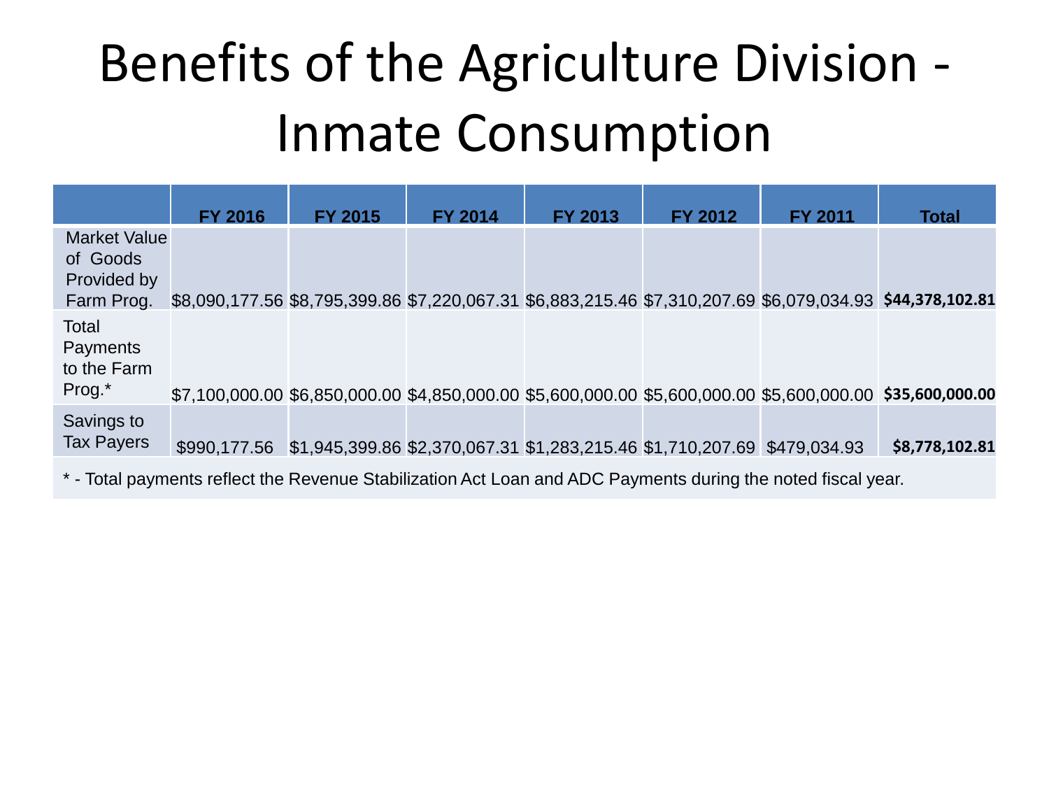# Benefits of the Agriculture Division - Inmate Consumption

| | FY 2016 | FY 2015 | FY 2014 | FY 2013 | FY 2012 | FY 2011 | Total |
|---|---|---|---|---|---|---|---|
| Market Value of Goods Provided by Farm Prog. | $8,090,177.56 | $8,795,399.86 | $7,220,067.31 | $6,883,215.46 | $7,310,207.69 | $6,079,034.93 | **$44,378,102.81** |
| Total Payments to the Farm Prog.* | $7,100,000.00 | $6,850,000.00 | $4,850,000.00 | $5,600,000.00 | $5,600,000.00 | $5,600,000.00 | **$35,600,000.00** |
| Savings to Tax Payers | $990,177.56 | $1,945,399.86 | $2,370,067.31 | $1,283,215.46 | $1,710,207.69 | $479,034.93 | **$8,778,102.81** |

* - Total payments reflect the Revenue Stabilization Act Loan and ADC Payments during the noted fiscal year.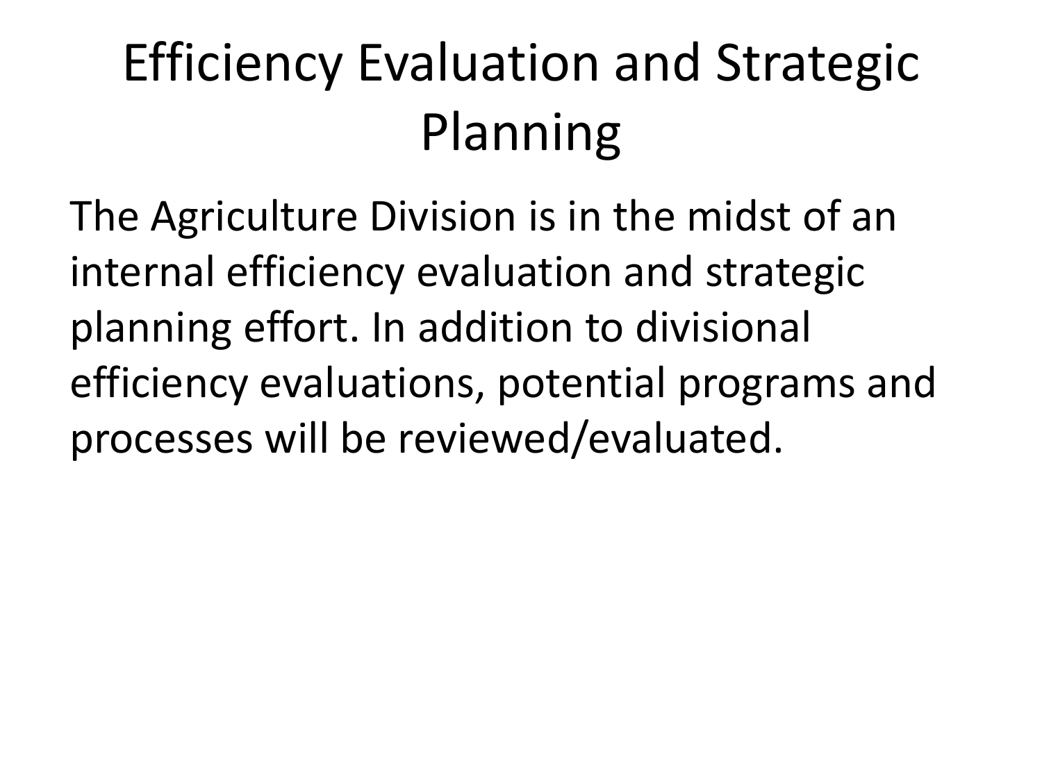# Efficiency Evaluation and Strategic Planning

The Agriculture Division is in the midst of an internal efficiency evaluation and strategic planning effort. In addition to divisional efficiency evaluations, potential programs and processes will be reviewed/evaluated.